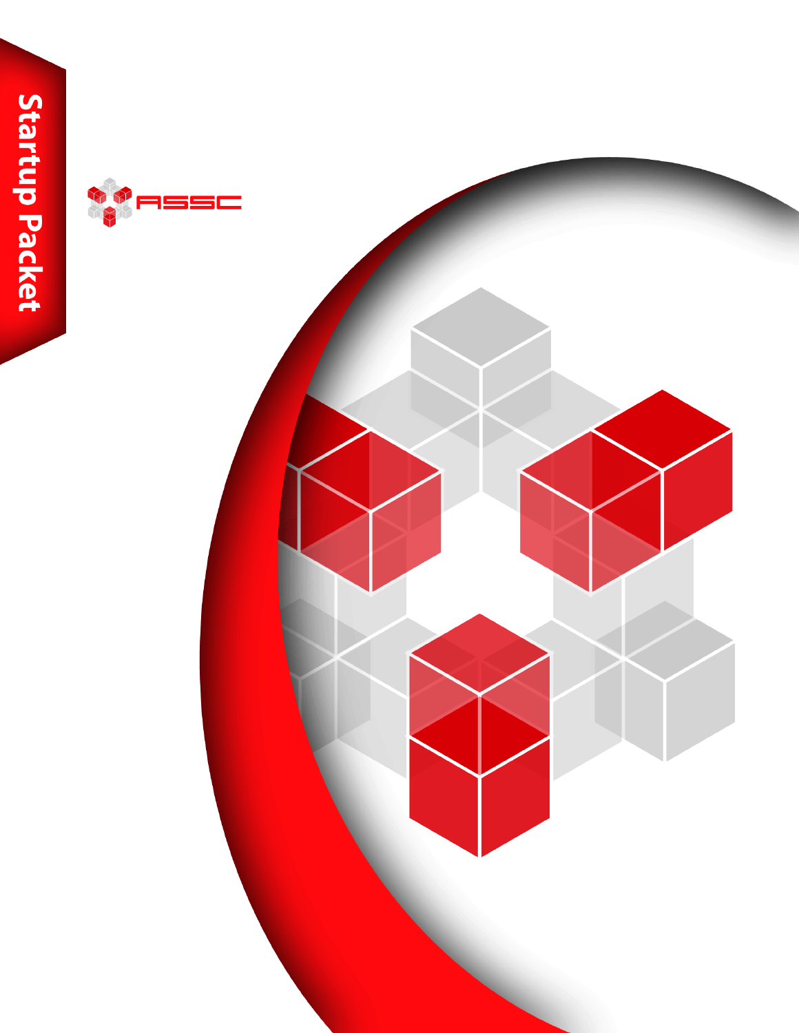# Startup Packet

ASSC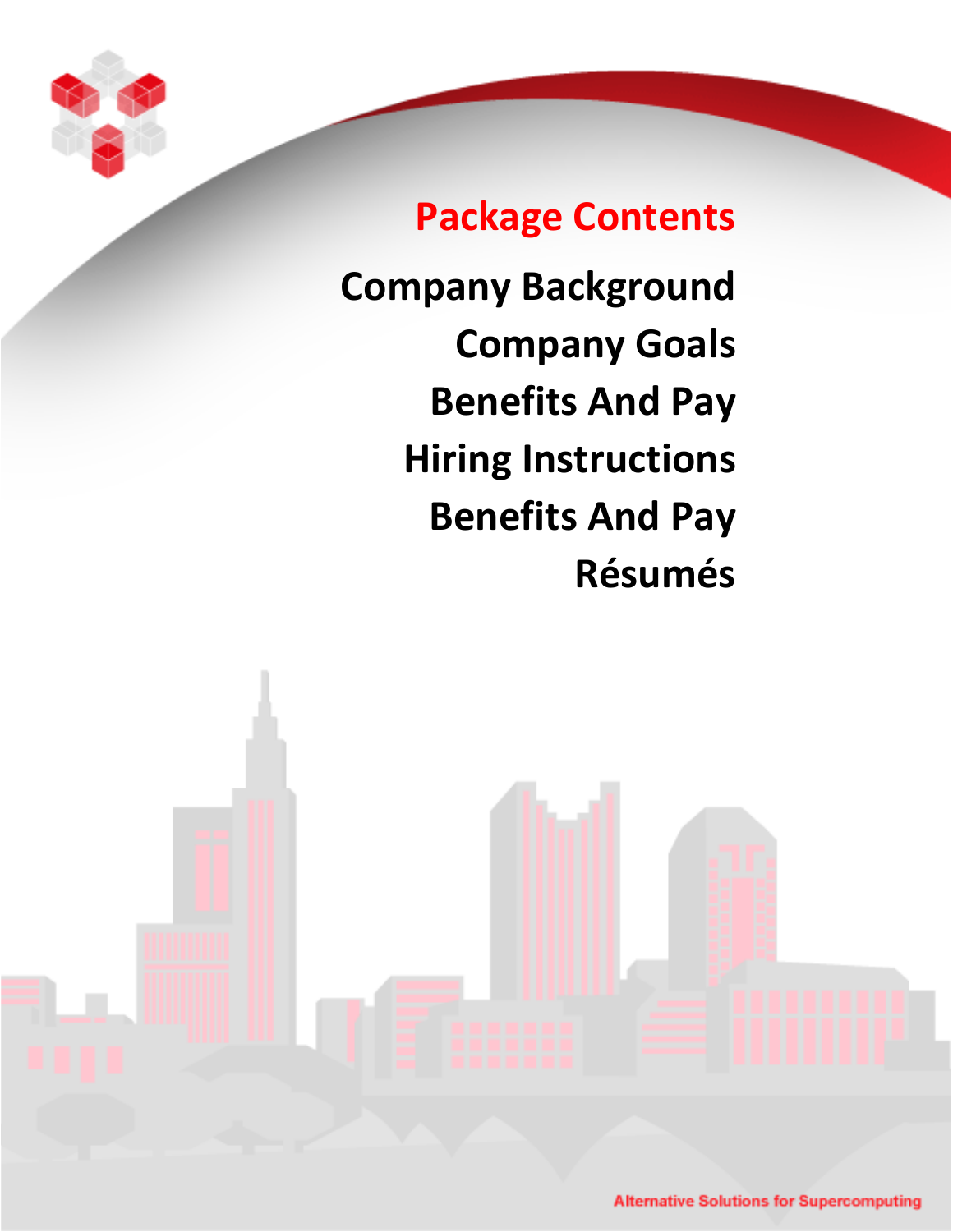# Package Contents

Company Background

Company Goals

Benefits And Pay

Hiring Instructions

Benefits And Pay

Résumés

Alternative Solutions for Supercomputing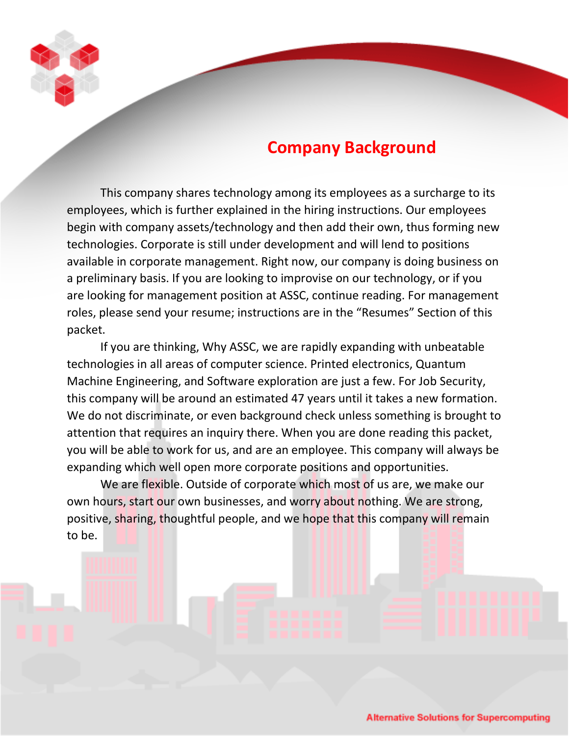## Company Background

This company shares technology among its employees as a surcharge to its employees, which is further explained in the hiring instructions. Our employees begin with company assets/technology and then add their own, thus forming new technologies. Corporate is still under development and will lend to positions available in corporate management. Right now, our company is doing business on a preliminary basis. If you are looking to improvise on our technology, or if you are looking for management position at ASSC, continue reading. For management roles, please send your resume; instructions are in the "Resumes" Section of this packet.

If you are thinking, Why ASSC, we are rapidly expanding with unbeatable technologies in all areas of computer science. Printed electronics, Quantum Machine Engineering, and Software exploration are just a few. For Job Security, this company will be around an estimated 47 years until it takes a new formation. We do not discriminate, or even background check unless something is brought to attention that requires an inquiry there. When you are done reading this packet, you will be able to work for us, and are an employee. This company will always be expanding which well open more corporate positions and opportunities.

We are flexible. Outside of corporate which most of us are, we make our own hours, start our own businesses, and worry about nothing. We are strong, positive, sharing, thoughtful people, and we hope that this company will remain to be.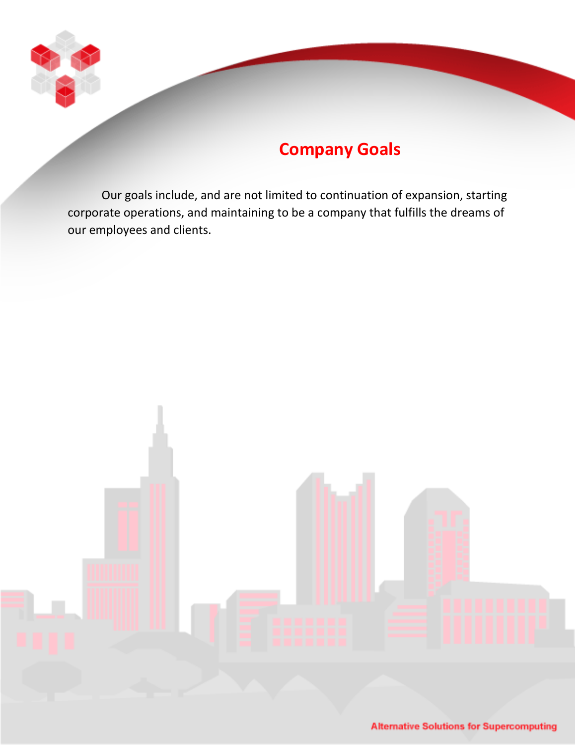# Company Goals

Our goals include, and are not limited to continuation of expansion, starting corporate operations, and maintaining to be a company that fulfills the dreams of our employees and clients.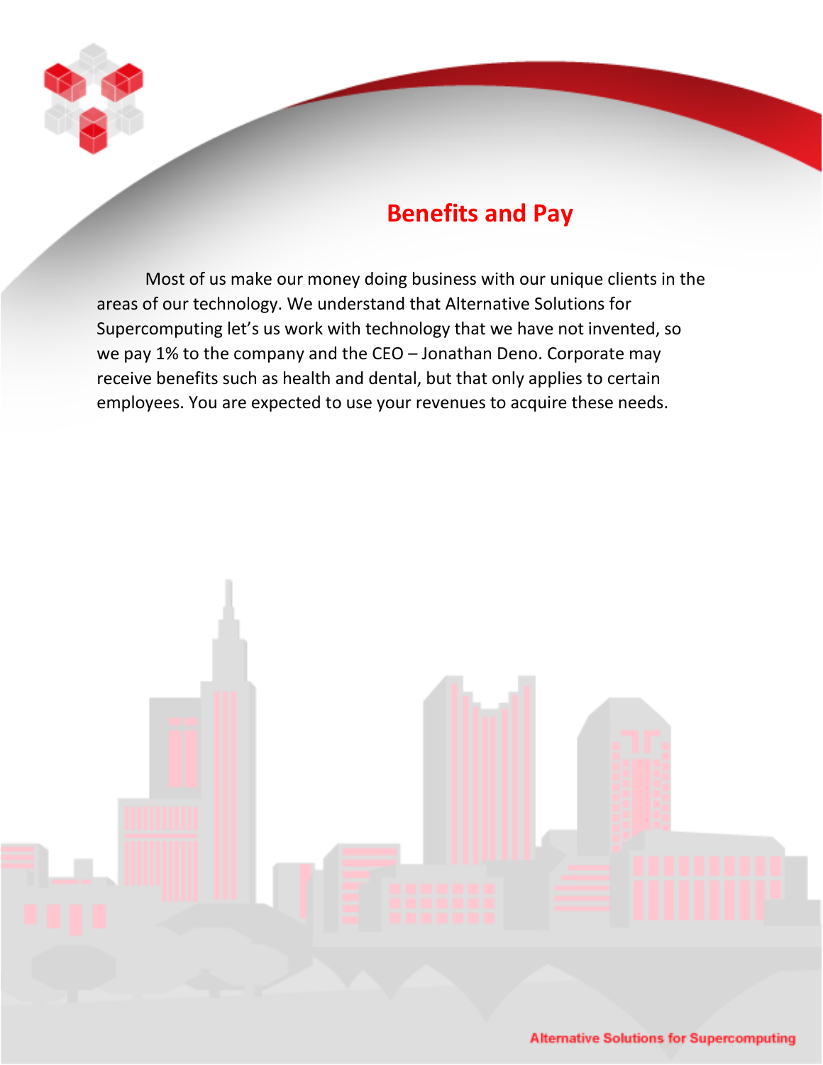# Benefits and Pay

Most of us make our money doing business with our unique clients in the areas of our technology. We understand that Alternative Solutions for Supercomputing let's us work with technology that we have not invented, so we pay 1% to the company and the CEO – Jonathan Deno. Corporate may receive benefits such as health and dental, but that only applies to certain employees. You are expected to use your revenues to acquire these needs.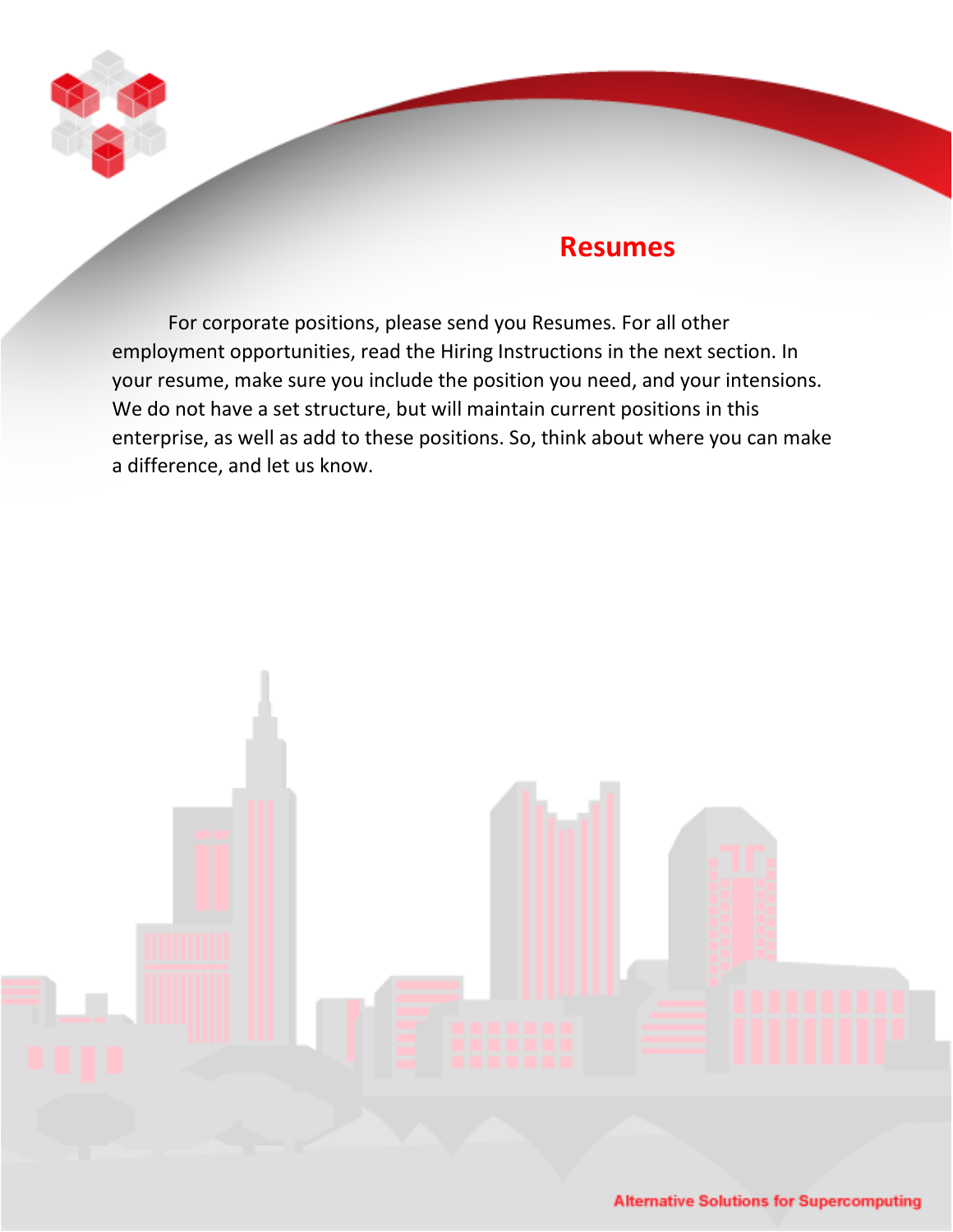# Resumes

For corporate positions, please send you Resumes. For all other employment opportunities, read the Hiring Instructions in the next section. In your resume, make sure you include the position you need, and your intensions. We do not have a set structure, but will maintain current positions in this enterprise, as well as add to these positions. So, think about where you can make a difference, and let us know.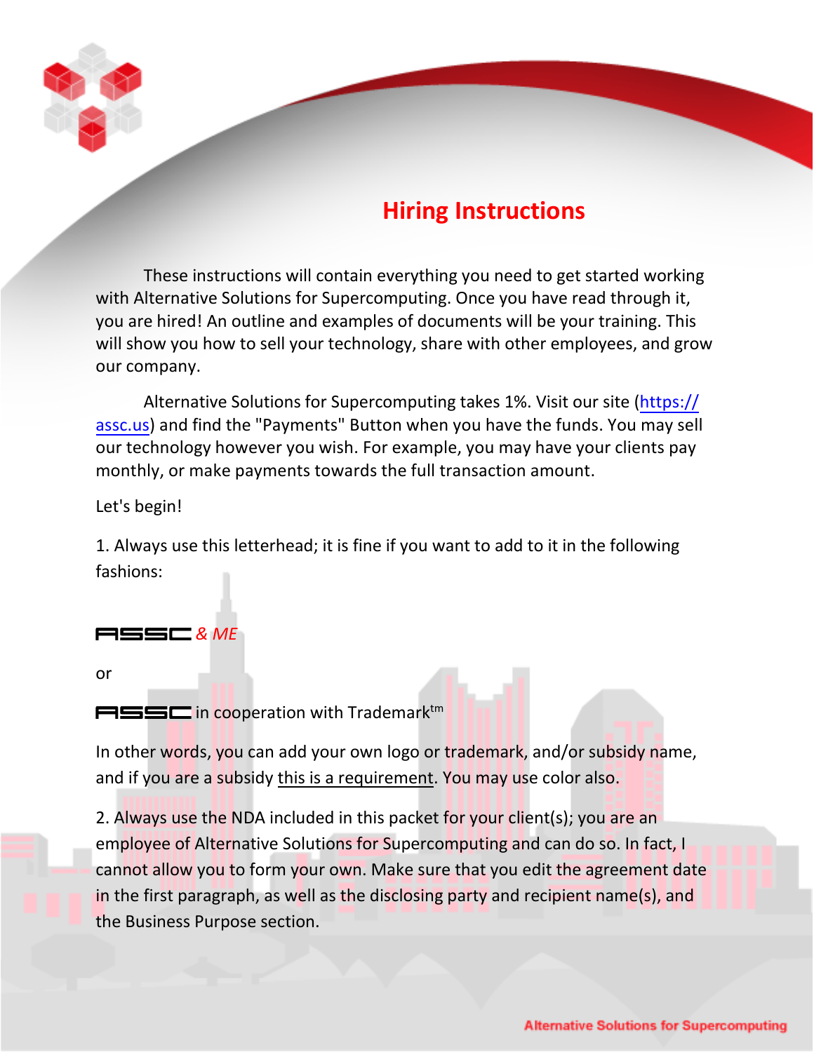# Hiring Instructions

These instructions will contain everything you need to get started working with Alternative Solutions for Supercomputing. Once you have read through it, you are hired! An outline and examples of documents will be your training. This will show you how to sell your technology, share with other employees, and grow our company.

Alternative Solutions for Supercomputing takes 1%. Visit our site (https://assc.us) and find the "Payments" Button when you have the funds. You may sell our technology however you wish. For example, you may have your clients pay monthly, or make payments towards the full transaction amount.

Let's begin!

1. Always use this letterhead; it is fine if you want to add to it in the following fashions:

ASSC *& ME*

or

ASSC in cooperation with Trademark[tm]

In other words, you can add your own logo or trademark, and/or subsidy name, and if you are a subsidy this is a requirement. You may use color also.

2. Always use the NDA included in this packet for your client(s); you are an employee of Alternative Solutions for Supercomputing and can do so. In fact, I cannot allow you to form your own. Make sure that you edit the agreement date in the first paragraph, as well as the disclosing party and recipient name(s), and the Business Purpose section.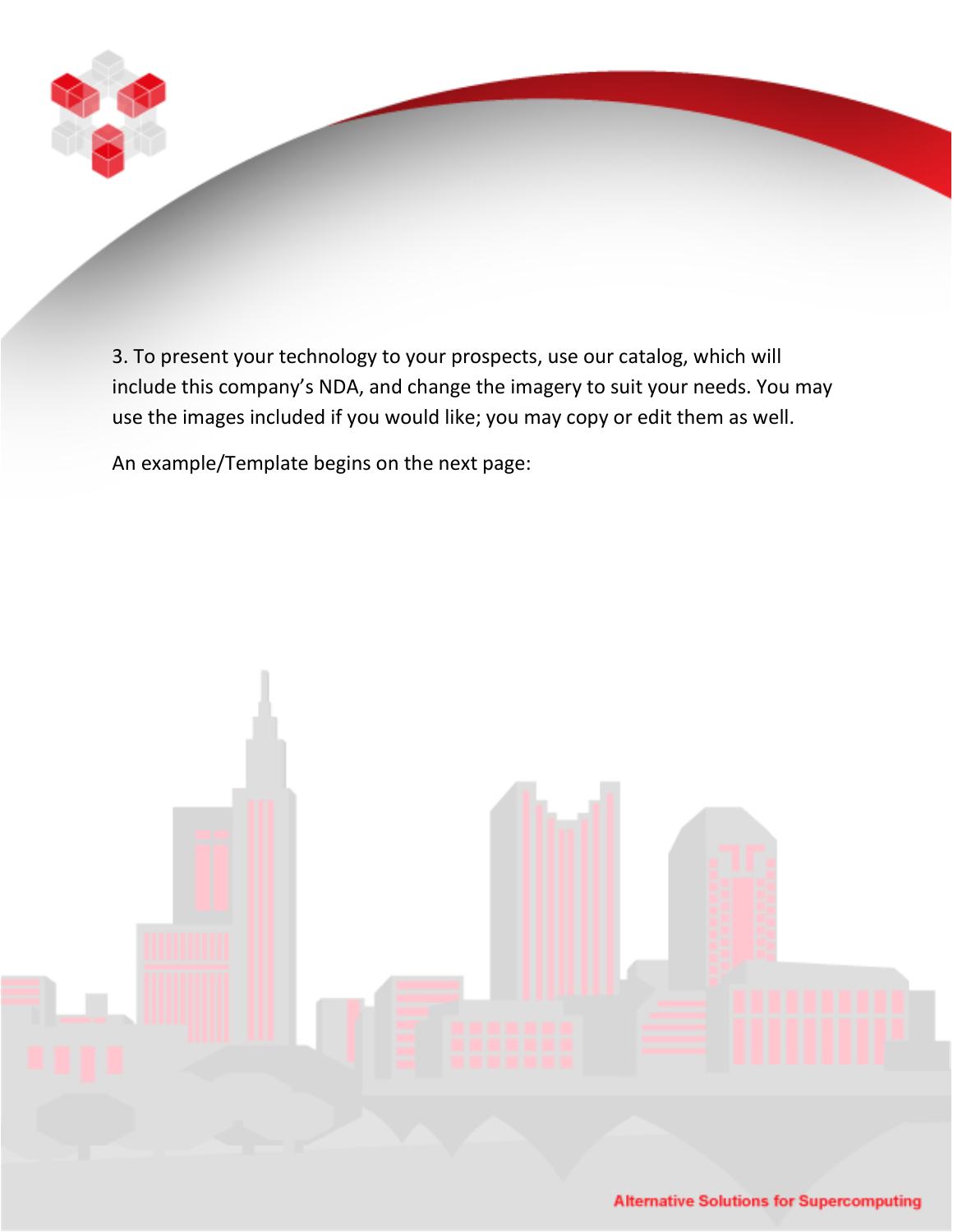3. To present your technology to your prospects, use our catalog, which will include this company's NDA, and change the imagery to suit your needs. You may use the images included if you would like; you may copy or edit them as well.

An example/Template begins on the next page: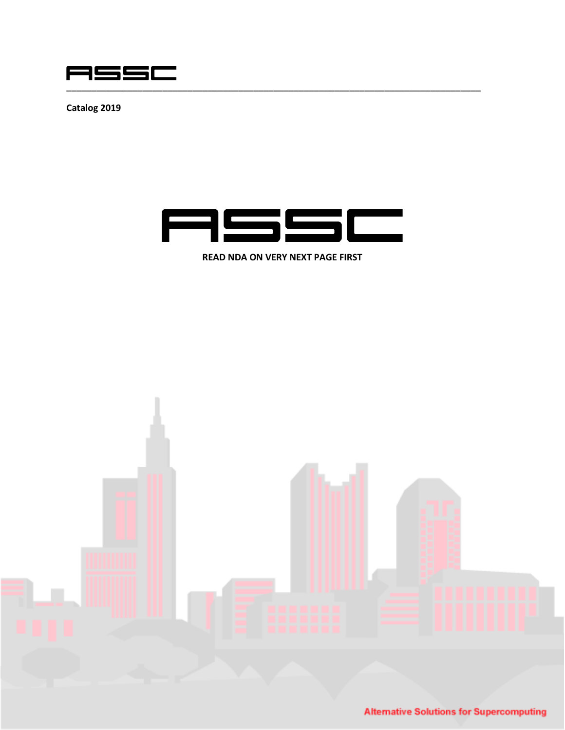ASSC

Catalog 2019

# ASSC

**READ NDA ON VERY NEXT PAGE FIRST**

Alternative Solutions for Supercomputing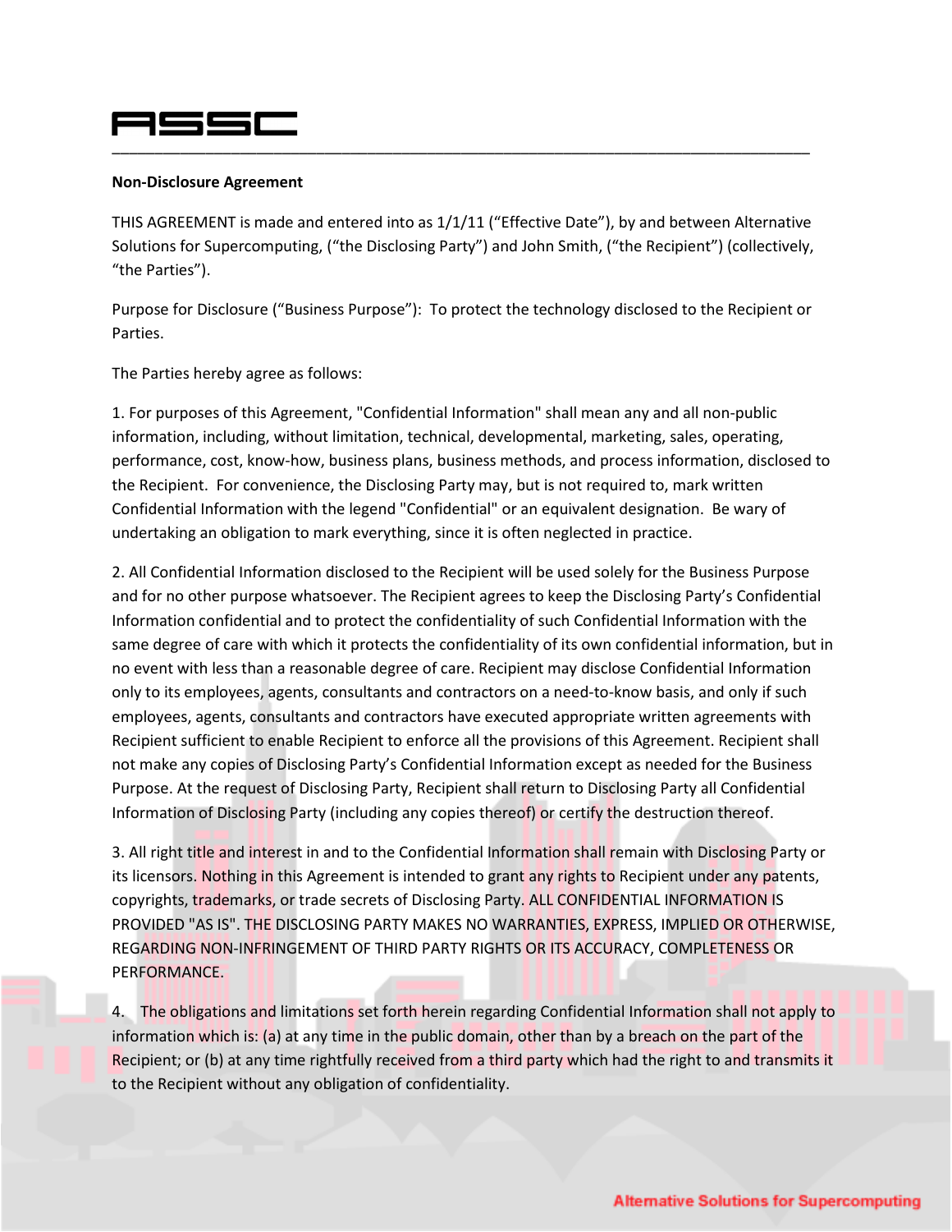**Non-Disclosure Agreement**

THIS AGREEMENT is made and entered into as 1/1/11 (“Effective Date”), by and between Alternative Solutions for Supercomputing, (“the Disclosing Party”) and John Smith, (“the Recipient”) (collectively, “the Parties”).

Purpose for Disclosure (“Business Purpose”): To protect the technology disclosed to the Recipient or Parties.

The Parties hereby agree as follows:

1. For purposes of this Agreement, "Confidential Information" shall mean any and all non-public information, including, without limitation, technical, developmental, marketing, sales, operating, performance, cost, know-how, business plans, business methods, and process information, disclosed to the Recipient. For convenience, the Disclosing Party may, but is not required to, mark written Confidential Information with the legend "Confidential" or an equivalent designation. Be wary of undertaking an obligation to mark everything, since it is often neglected in practice.

2. All Confidential Information disclosed to the Recipient will be used solely for the Business Purpose and for no other purpose whatsoever. The Recipient agrees to keep the Disclosing Party’s Confidential Information confidential and to protect the confidentiality of such Confidential Information with the same degree of care with which it protects the confidentiality of its own confidential information, but in no event with less than a reasonable degree of care. Recipient may disclose Confidential Information only to its employees, agents, consultants and contractors on a need-to-know basis, and only if such employees, agents, consultants and contractors have executed appropriate written agreements with Recipient sufficient to enable Recipient to enforce all the provisions of this Agreement. Recipient shall not make any copies of Disclosing Party’s Confidential Information except as needed for the Business Purpose. At the request of Disclosing Party, Recipient shall return to Disclosing Party all Confidential Information of Disclosing Party (including any copies thereof) or certify the destruction thereof.

3. All right title and interest in and to the Confidential Information shall remain with Disclosing Party or its licensors. Nothing in this Agreement is intended to grant any rights to Recipient under any patents, copyrights, trademarks, or trade secrets of Disclosing Party. ALL CONFIDENTIAL INFORMATION IS PROVIDED "AS IS". THE DISCLOSING PARTY MAKES NO WARRANTIES, EXPRESS, IMPLIED OR OTHERWISE, REGARDING NON-INFRINGEMENT OF THIRD PARTY RIGHTS OR ITS ACCURACY, COMPLETENESS OR PERFORMANCE.

4. The obligations and limitations set forth herein regarding Confidential Information shall not apply to information which is: (a) at any time in the public domain, other than by a breach on the part of the Recipient; or (b) at any time rightfully received from a third party which had the right to and transmits it to the Recipient without any obligation of confidentiality.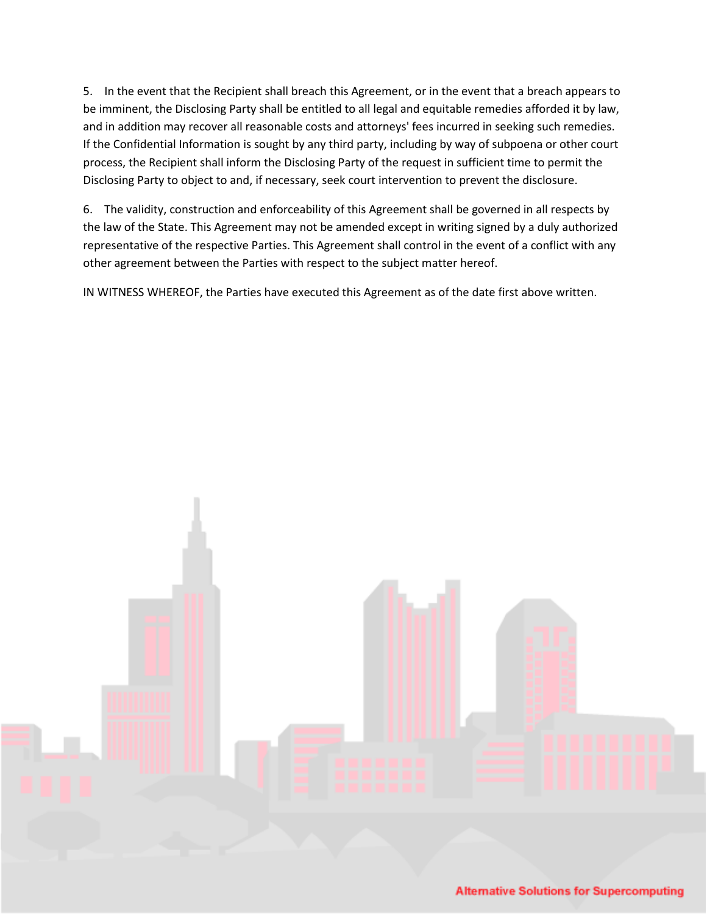5. In the event that the Recipient shall breach this Agreement, or in the event that a breach appears to be imminent, the Disclosing Party shall be entitled to all legal and equitable remedies afforded it by law, and in addition may recover all reasonable costs and attorneys' fees incurred in seeking such remedies. If the Confidential Information is sought by any third party, including by way of subpoena or other court process, the Recipient shall inform the Disclosing Party of the request in sufficient time to permit the Disclosing Party to object to and, if necessary, seek court intervention to prevent the disclosure.

6. The validity, construction and enforceability of this Agreement shall be governed in all respects by the law of the State. This Agreement may not be amended except in writing signed by a duly authorized representative of the respective Parties. This Agreement shall control in the event of a conflict with any other agreement between the Parties with respect to the subject matter hereof.

IN WITNESS WHEREOF, the Parties have executed this Agreement as of the date first above written.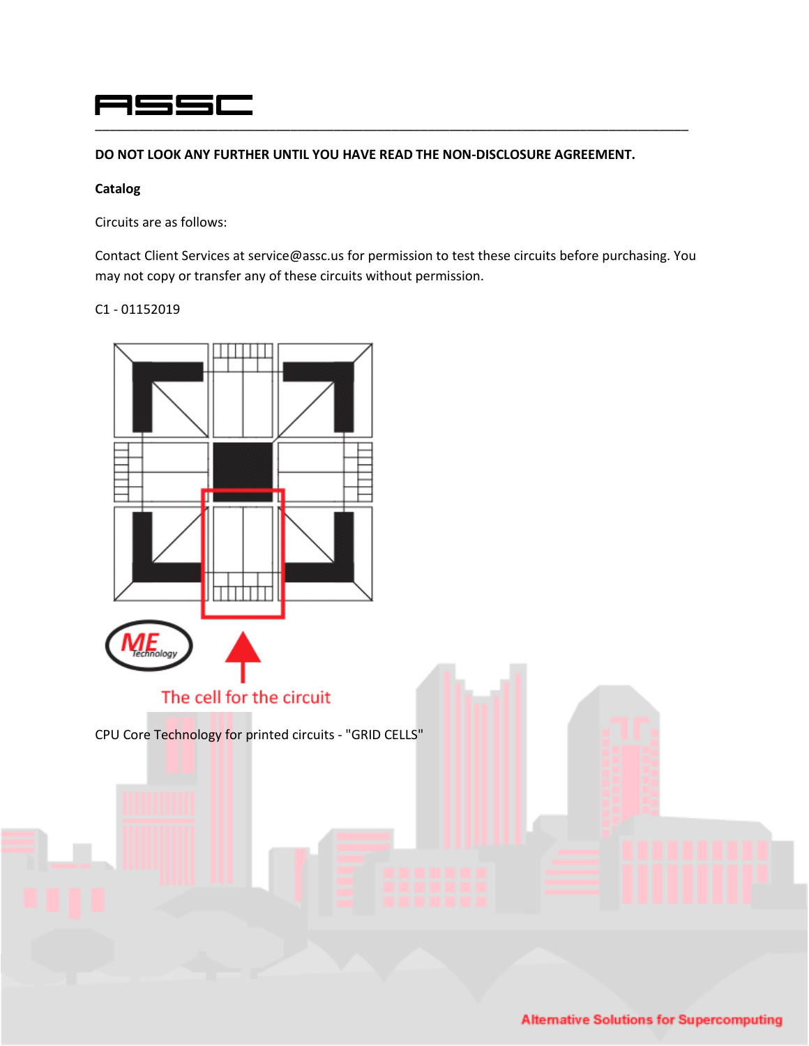**DO NOT LOOK ANY FURTHER UNTIL YOU HAVE READ THE NON-DISCLOSURE AGREEMENT.**

**Catalog**

Circuits are as follows:

Contact Client Services at service@assc.us for permission to test these circuits before purchasing. You may not copy or transfer any of these circuits without permission.

C1 - 01152019

The cell for the circuit

CPU Core Technology for printed circuits - "GRID CELLS"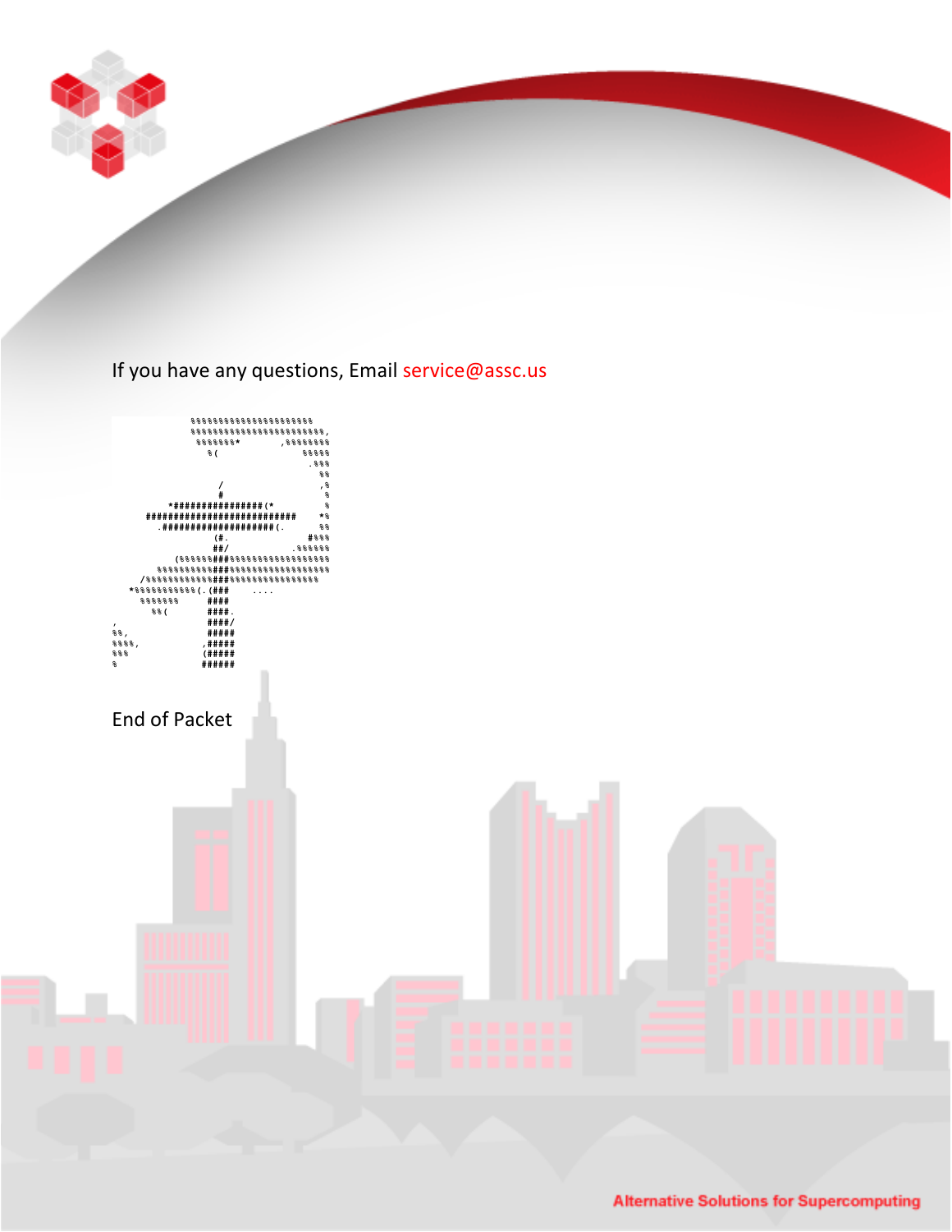If you have any questions, Email service@assc.us

```
              %%%%%%%%%%%%%%%%%%%%%%
              %%%%%%%%%%%%%%%%%%%%%%%%%,
               %%%%%%%*       ,%%%%%%%%
                  %(                %%%%%
                                   .%%%
                                     %%
                    /                ,%
                    #                 %
             *################(*      %
         ###########################    *%
           .###################(.      %%
                    (#.           #%%%
                    ##/          .%%%%%%
              (%%%%%%###%%%%%%%%%%%%%%%%%%
            %%%%%%%%%%###%%%%%%%%%%%%%%%%%%%
         /%%%%%%%%%%%%###%%%%%%%%%%%%%%%%%%
      *%%%%%%%%%%%(.(###    ....
        %%%%%%%      ####
          %%(        ####.
,                    ####/
%%,                  #####
%%%%,               ,#####
%%%                 (#####
%                   ######
```

End of Packet